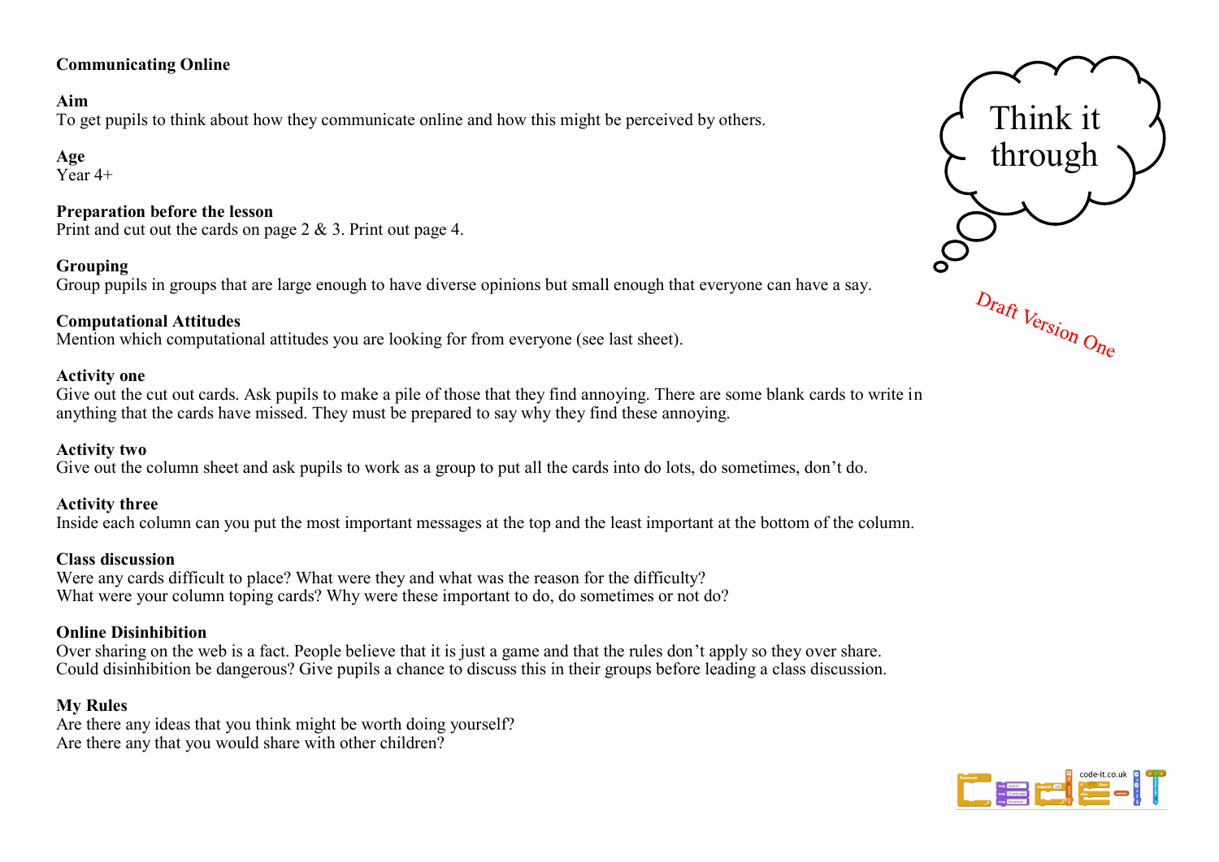# Communicating Online

**Aim**
To get pupils to think about how they communicate online and how this might be perceived by others.

**Age**
Year 4+

**Preparation before the lesson**
Print and cut out the cards on page 2 & 3. Print out page 4.

**Grouping**
Group pupils in groups that are large enough to have diverse opinions but small enough that everyone can have a say.

**Computational Attitudes**
Mention which computational attitudes you are looking for from everyone (see last sheet).

**Activity one**
Give out the cut out cards. Ask pupils to make a pile of those that they find annoying. There are some blank cards to write in anything that the cards have missed. They must be prepared to say why they find these annoying.

**Activity two**
Give out the column sheet and ask pupils to work as a group to put all the cards into do lots, do sometimes, don't do.

**Activity three**
Inside each column can you put the most important messages at the top and the least important at the bottom of the column.

**Class discussion**
Were any cards difficult to place? What were they and what was the reason for the difficulty?
What were your column toping cards? Why were these important to do, do sometimes or not do?

**Online Disinhibition**
Over sharing on the web is a fact. People believe that it is just a game and that the rules don't apply so they over share.
Could disinhibition be dangerous? Give pupils a chance to discuss this in their groups before leading a class discussion.

**My Rules**
Are there any ideas that you think might be worth doing yourself?
Are there any that you would share with other children?

Think it through

Draft Version One

code-it.co.uk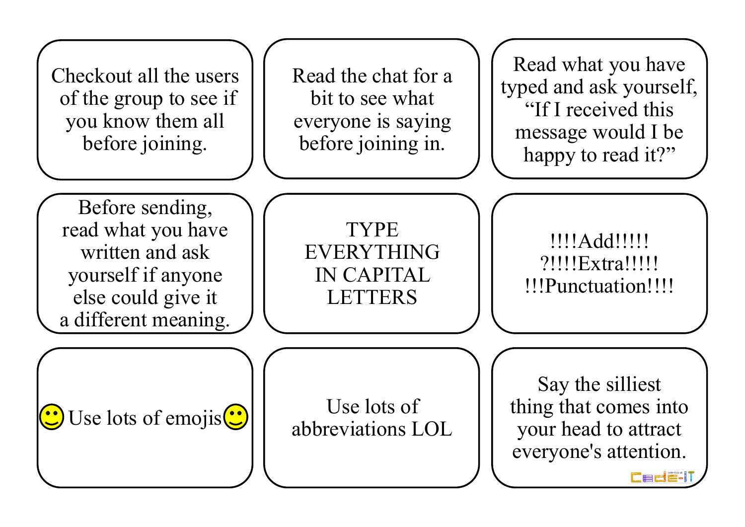Checkout all the users of the group to see if you know them all before joining.

Read the chat for a bit to see what everyone is saying before joining in.

Read what you have typed and ask yourself, “If I received this message would I be happy to read it?”

Before sending, read what you have written and ask yourself if anyone else could give it a different meaning.

TYPE EVERYTHING IN CAPITAL LETTERS

!!!!Add!!!!! ?!!!!Extra!!!!! !!!Punctuation!!!!

🙂 Use lots of emojis 🙂

Use lots of abbreviations LOL

Say the silliest thing that comes into your head to attract everyone's attention.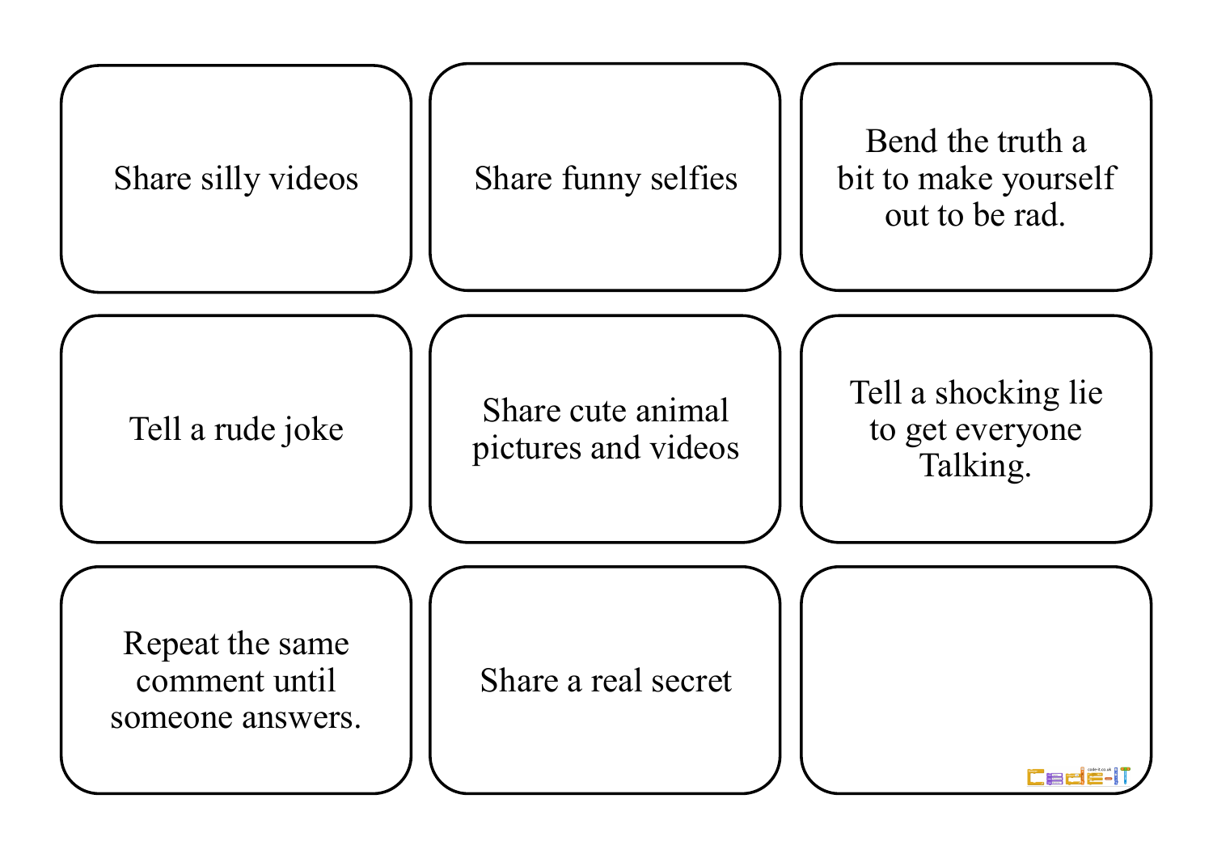| | | |
|---|---|---|
| Share silly videos | Share funny selfies | Bend the truth a bit to make yourself out to be rad. |
| Tell a rude joke | Share cute animal pictures and videos | Tell a shocking lie to get everyone Talking. |
| Repeat the same comment until someone answers. | Share a real secret | |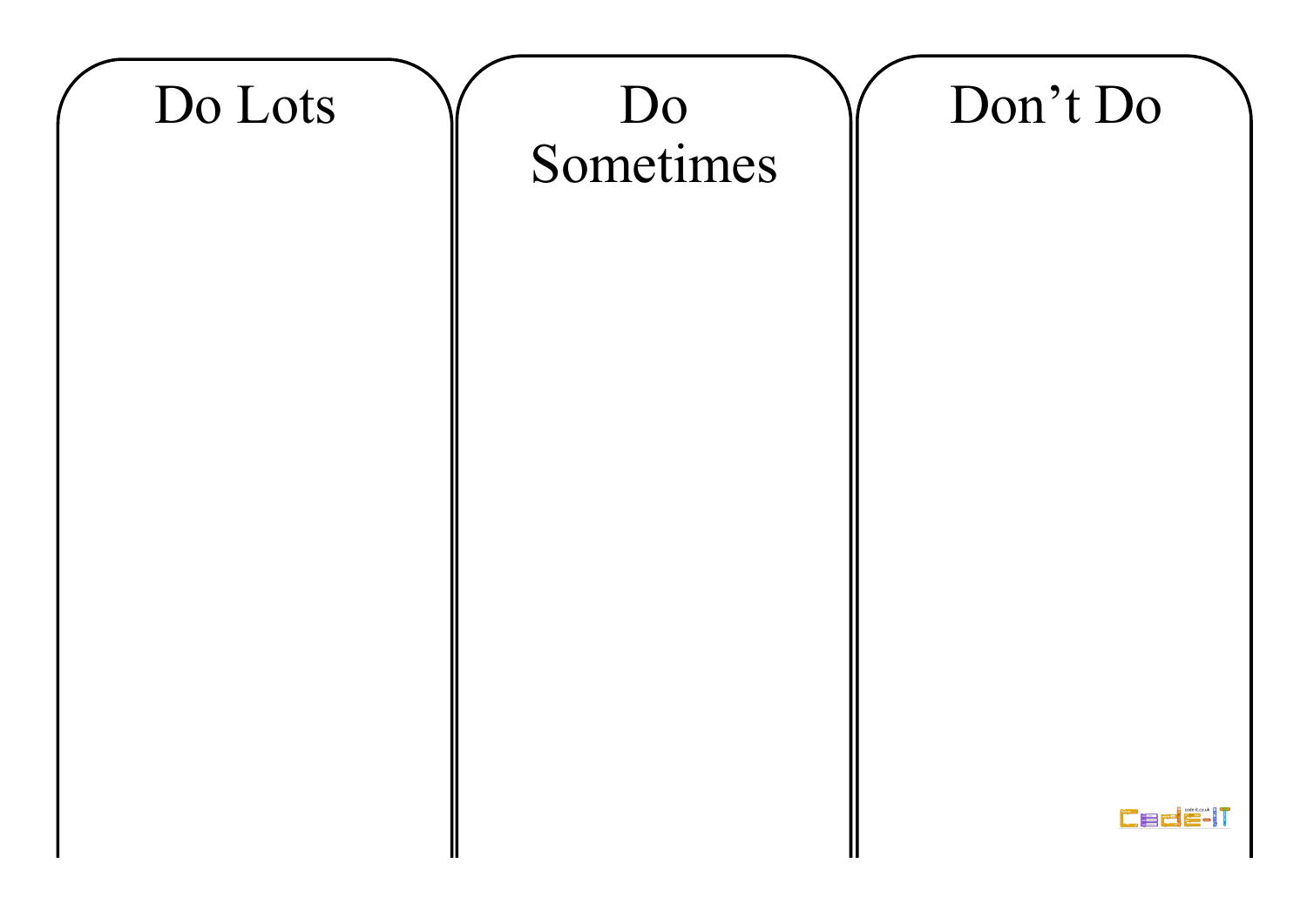| Do Lots | Do Sometimes | Don’t Do |
| --- | --- | --- |
| | | |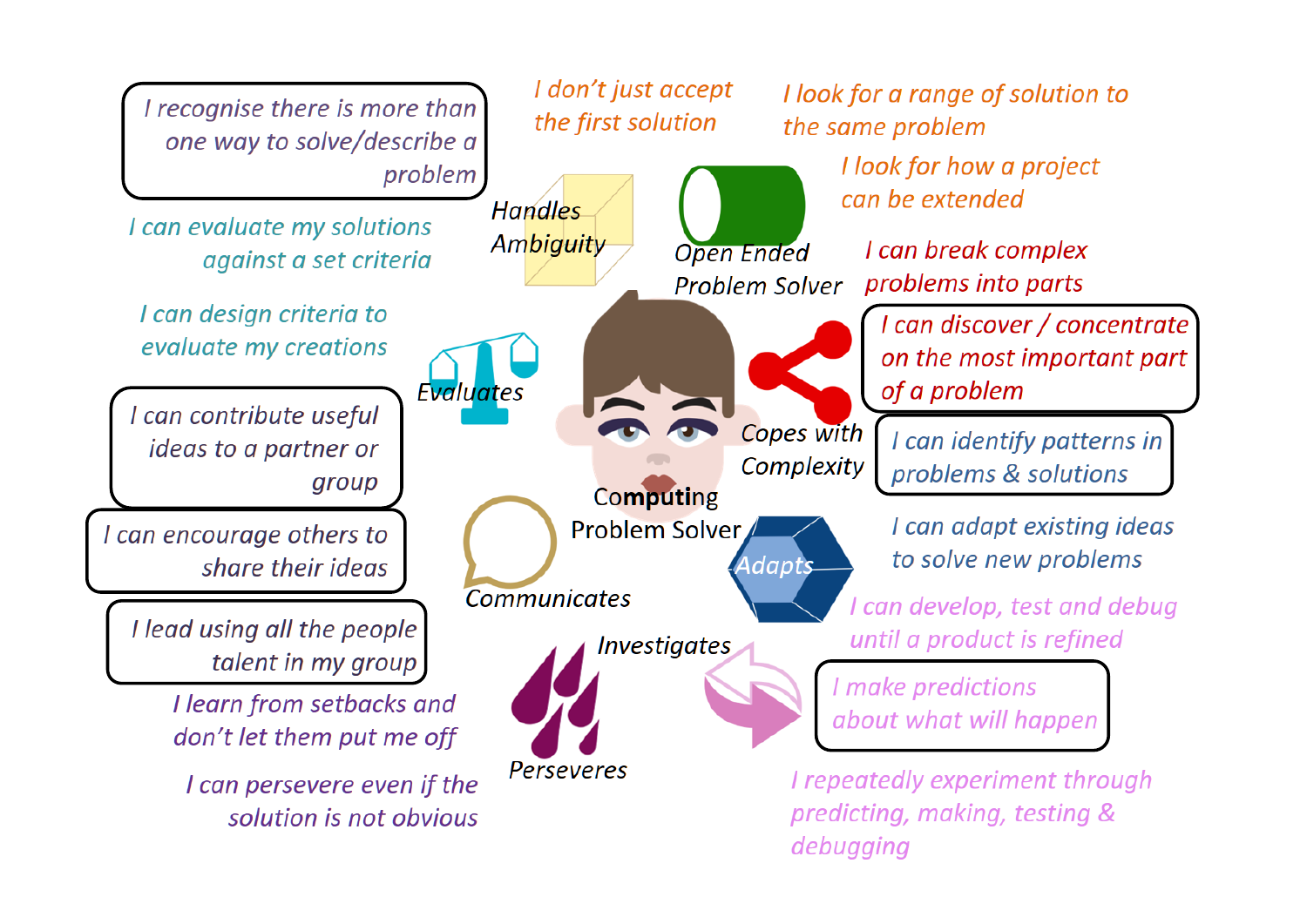# Computing Problem Solver

## Handles Ambiguity

I recognise there is more than one way to solve/describe a problem

I don't just accept the first solution

## Open Ended Problem Solver

I look for a range of solution to the same problem

I look for how a project can be extended

## Copes with Complexity

I can break complex problems into parts

I can discover / concentrate on the most important part of a problem

## Adapts

I can identify patterns in problems & solutions

I can adapt existing ideas to solve new problems

## Investigates

I can develop, test and debug until a product is refined

I make predictions about what will happen

I repeatedly experiment through predicting, making, testing & debugging

## Perseveres

I learn from setbacks and don't let them put me off

I can persevere even if the solution is not obvious

## Communicates

I can contribute useful ideas to a partner or group

I can encourage others to share their ideas

I lead using all the people talent in my group

## Evaluates

I can evaluate my solutions against a set criteria

I can design criteria to evaluate my creations